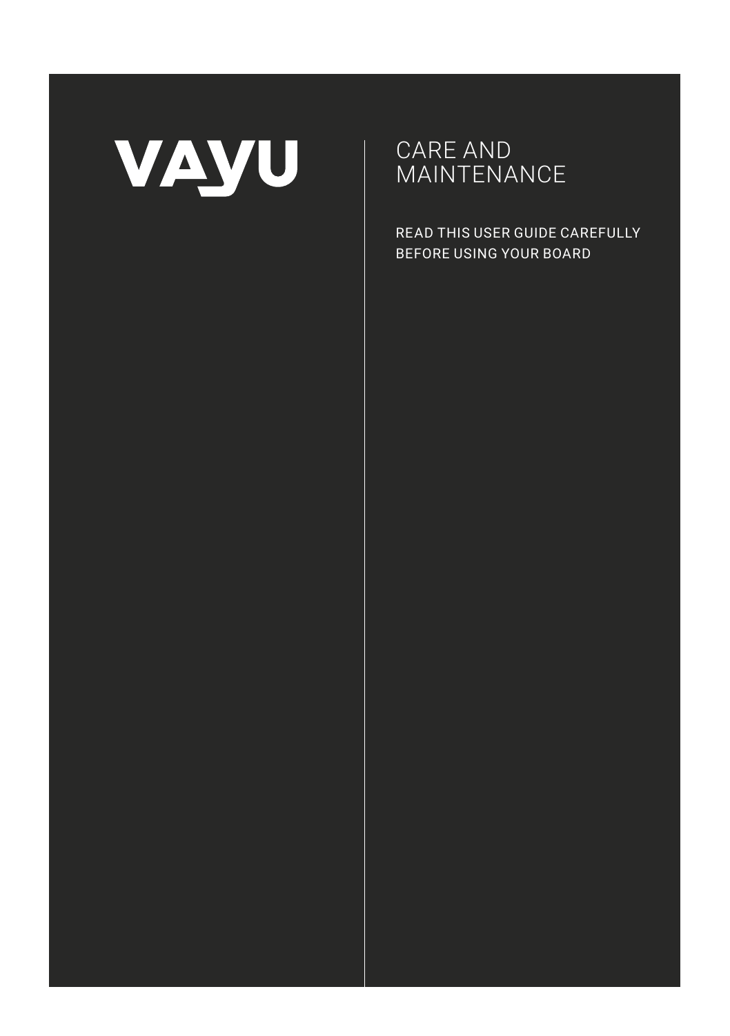VAYU

# CARE AND MAINTENANCE

READ THIS USER GUIDE CAREFULLY BEFORE USING YOUR BOARD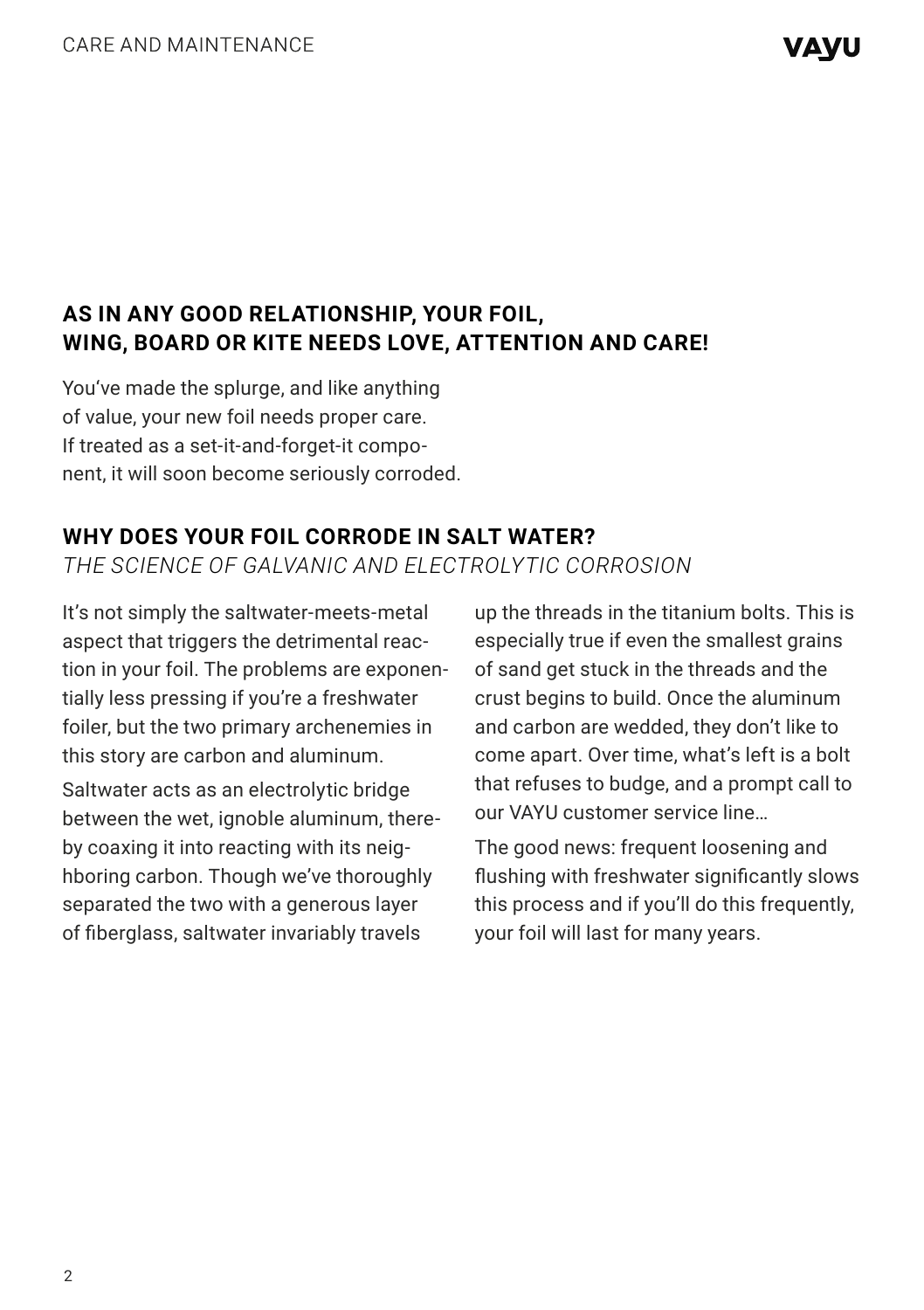## AS IN ANY GOOD RELATIONSHIP, YOUR FOIL, WING, BOARD OR KITE NEEDS LOVE, ATTENTION AND CARE!

You've made the splurge, and like anything of value, your new foil needs proper care. If treated as a set-it-and-forget-it component, it will soon become seriously corroded.

## WHY DOES YOUR FOIL CORRODE IN SALT WATER?

*THE SCIENCE OF GALVANIC AND ELECTROLYTIC CORROSION*

It's not simply the saltwater-meets-metal aspect that triggers the detrimental reaction in your foil. The problems are exponentially less pressing if you're a freshwater foiler, but the two primary archenemies in this story are carbon and aluminum.

Saltwater acts as an electrolytic bridge between the wet, ignoble aluminum, thereby coaxing it into reacting with its neighboring carbon. Though we've thoroughly separated the two with a generous layer of fiberglass, saltwater invariably travels up the threads in the titanium bolts. This is especially true if even the smallest grains of sand get stuck in the threads and the crust begins to build. Once the aluminum and carbon are wedded, they don't like to come apart. Over time, what's left is a bolt that refuses to budge, and a prompt call to our VAYU customer service line…

The good news: frequent loosening and flushing with freshwater significantly slows this process and if you'll do this frequently, your foil will last for many years.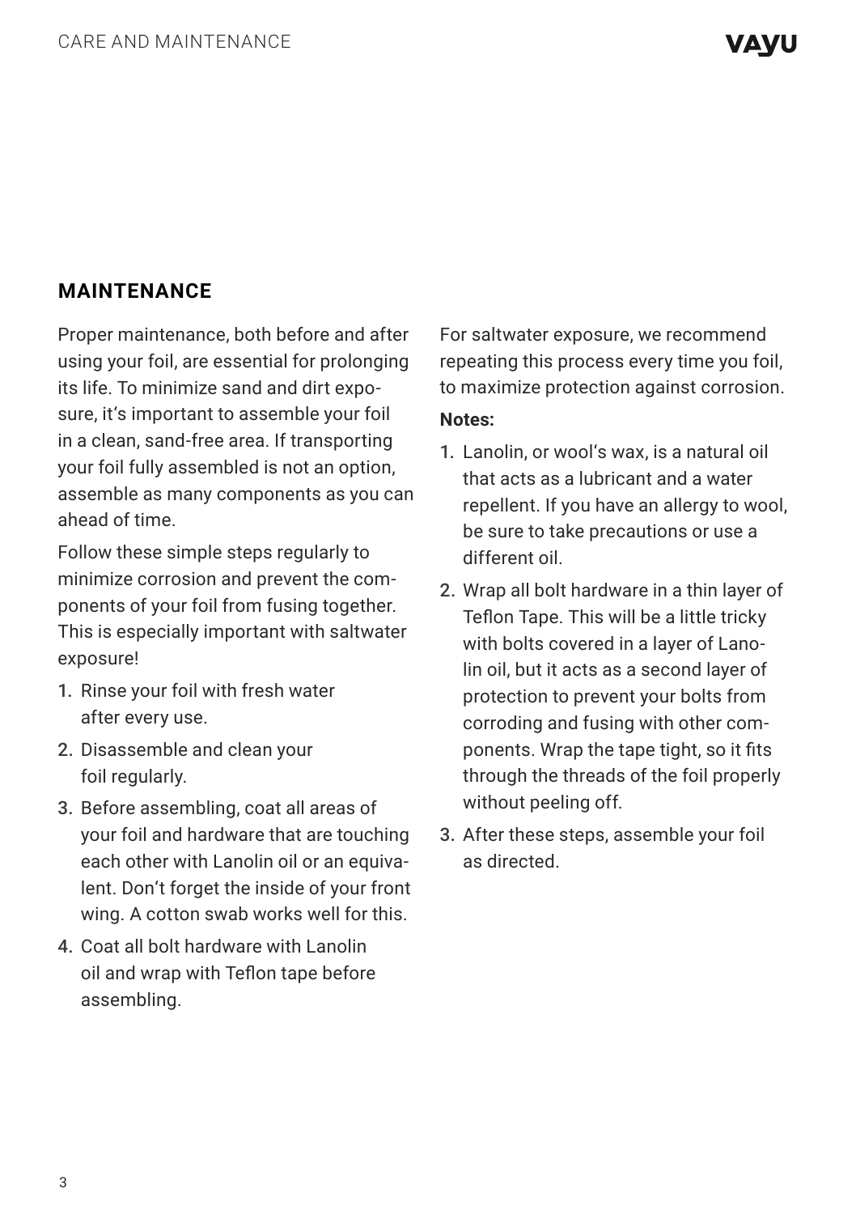## MAINTENANCE

Proper maintenance, both before and after using your foil, are essential for prolonging its life. To minimize sand and dirt exposure, it's important to assemble your foil in a clean, sand-free area. If transporting your foil fully assembled is not an option, assemble as many components as you can ahead of time.

Follow these simple steps regularly to minimize corrosion and prevent the components of your foil from fusing together. This is especially important with saltwater exposure!

1. Rinse your foil with fresh water after every use.
2. Disassemble and clean your foil regularly.
3. Before assembling, coat all areas of your foil and hardware that are touching each other with Lanolin oil or an equivalent. Don't forget the inside of your front wing. A cotton swab works well for this.
4. Coat all bolt hardware with Lanolin oil and wrap with Teflon tape before assembling.

For saltwater exposure, we recommend repeating this process every time you foil, to maximize protection against corrosion.

**Notes:**

1. Lanolin, or wool's wax, is a natural oil that acts as a lubricant and a water repellent. If you have an allergy to wool, be sure to take precautions or use a different oil.
2. Wrap all bolt hardware in a thin layer of Teflon Tape. This will be a little tricky with bolts covered in a layer of Lanolin oil, but it acts as a second layer of protection to prevent your bolts from corroding and fusing with other components. Wrap the tape tight, so it fits through the threads of the foil properly without peeling off.
3. After these steps, assemble your foil as directed.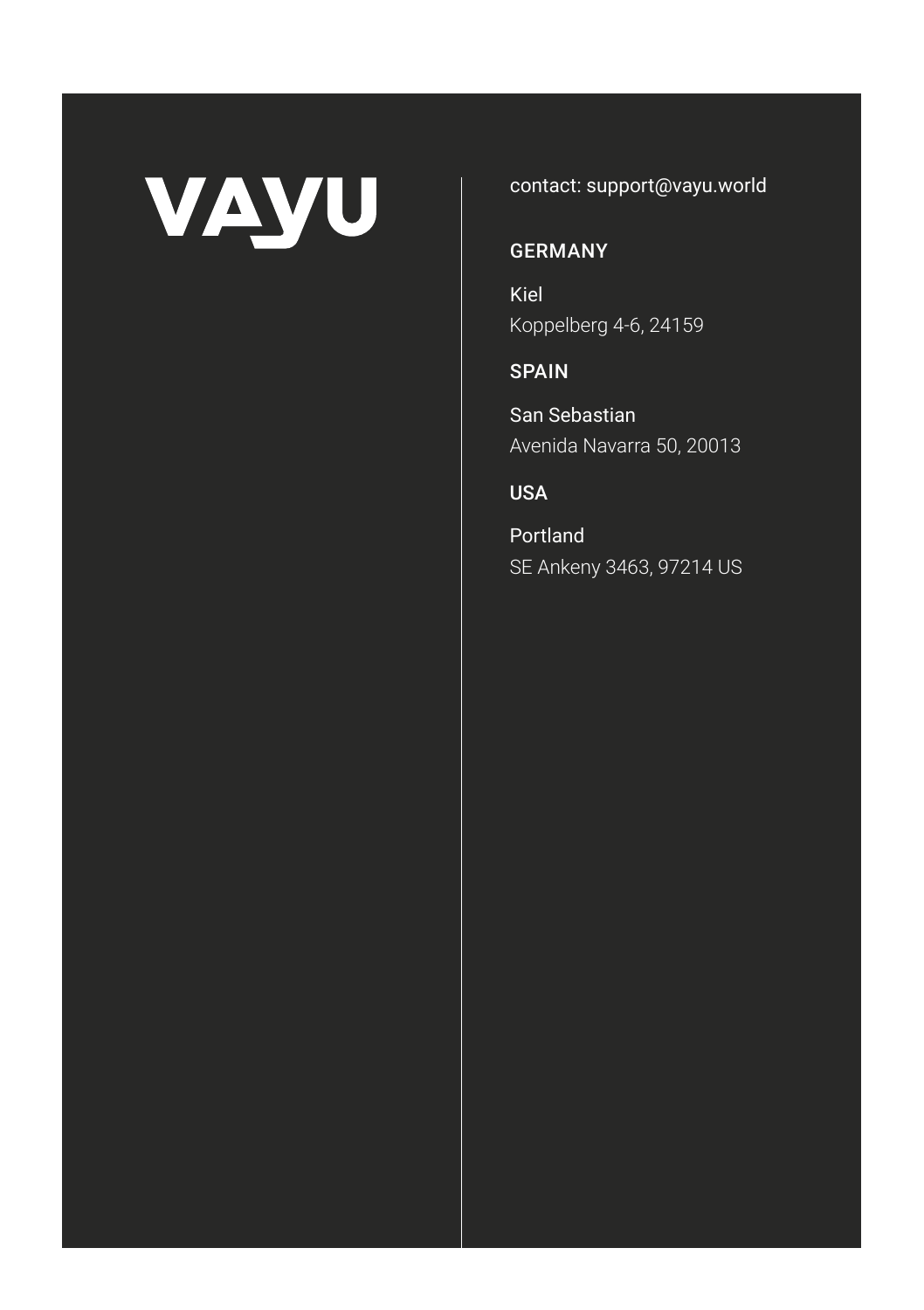VAYU

contact: support@vayu.world

## GERMANY

Kiel
Koppelberg 4-6, 24159

## SPAIN

San Sebastian
Avenida Navarra 50, 20013

## USA

Portland
SE Ankeny 3463, 97214 US